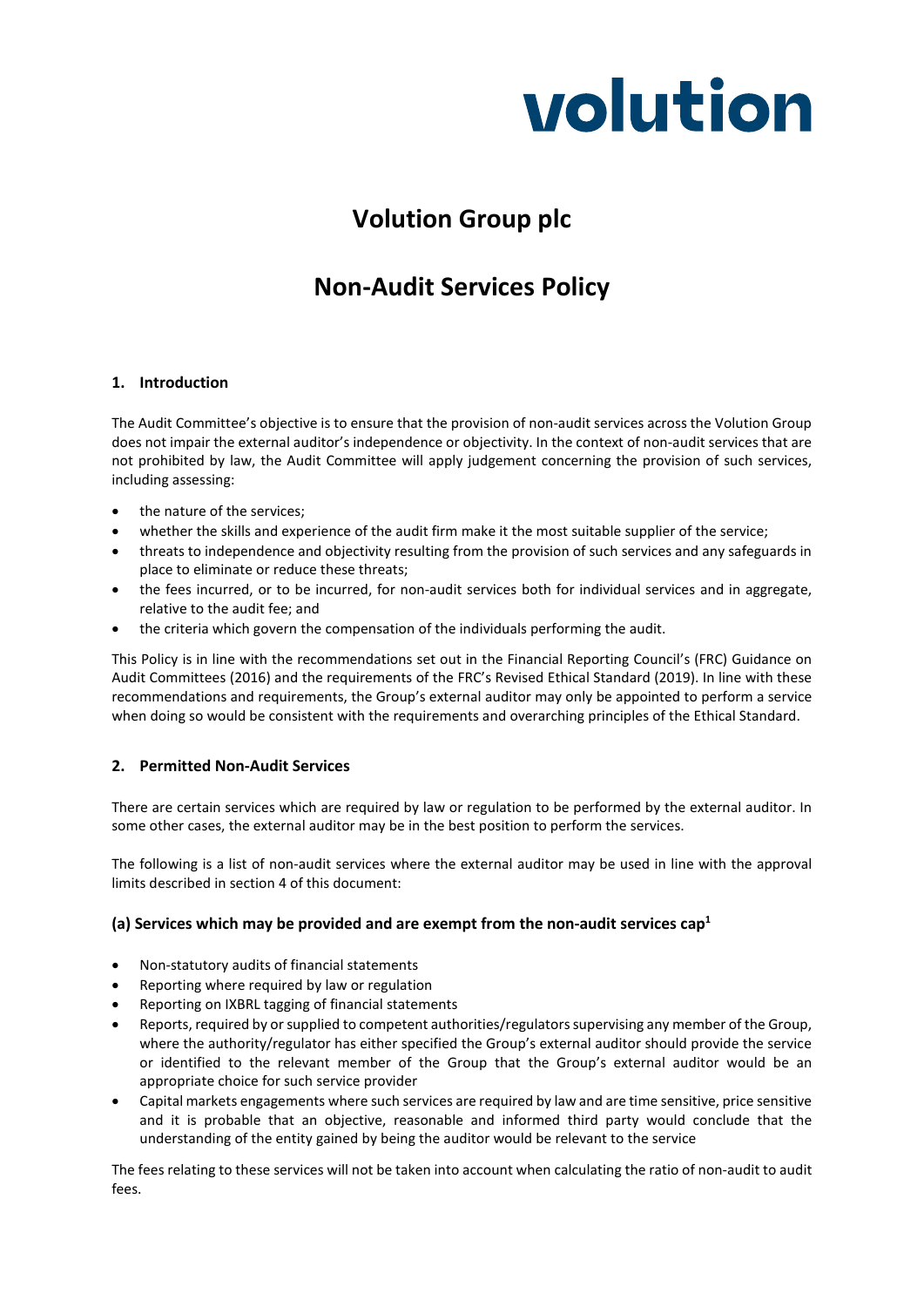volution

# Volution Group plc

# Non-Audit Services Policy

## 1. Introduction

The Audit Committee's objective is to ensure that the provision of non-audit services across the Volution Group does not impair the external auditor's independence or objectivity. In the context of non-audit services that are not prohibited by law, the Audit Committee will apply judgement concerning the provision of such services, including assessing:

- the nature of the services;
- whether the skills and experience of the audit firm make it the most suitable supplier of the service;
- threats to independence and objectivity resulting from the provision of such services and any safeguards in place to eliminate or reduce these threats;
- the fees incurred, or to be incurred, for non-audit services both for individual services and in aggregate, relative to the audit fee; and
- the criteria which govern the compensation of the individuals performing the audit.

This Policy is in line with the recommendations set out in the Financial Reporting Council's (FRC) Guidance on Audit Committees (2016) and the requirements of the FRC's Revised Ethical Standard (2019). In line with these recommendations and requirements, the Group's external auditor may only be appointed to perform a service when doing so would be consistent with the requirements and overarching principles of the Ethical Standard.

## 2. Permitted Non-Audit Services

There are certain services which are required by law or regulation to be performed by the external auditor. In some other cases, the external auditor may be in the best position to perform the services.

The following is a list of non-audit services where the external auditor may be used in line with the approval limits described in section 4 of this document:

### (a) Services which may be provided and are exempt from the non-audit services cap[1]

- Non-statutory audits of financial statements
- Reporting where required by law or regulation
- Reporting on IXBRL tagging of financial statements
- Reports, required by or supplied to competent authorities/regulators supervising any member of the Group, where the authority/regulator has either specified the Group's external auditor should provide the service or identified to the relevant member of the Group that the Group's external auditor would be an appropriate choice for such service provider
- Capital markets engagements where such services are required by law and are time sensitive, price sensitive and it is probable that an objective, reasonable and informed third party would conclude that the understanding of the entity gained by being the auditor would be relevant to the service

The fees relating to these services will not be taken into account when calculating the ratio of non-audit to audit fees.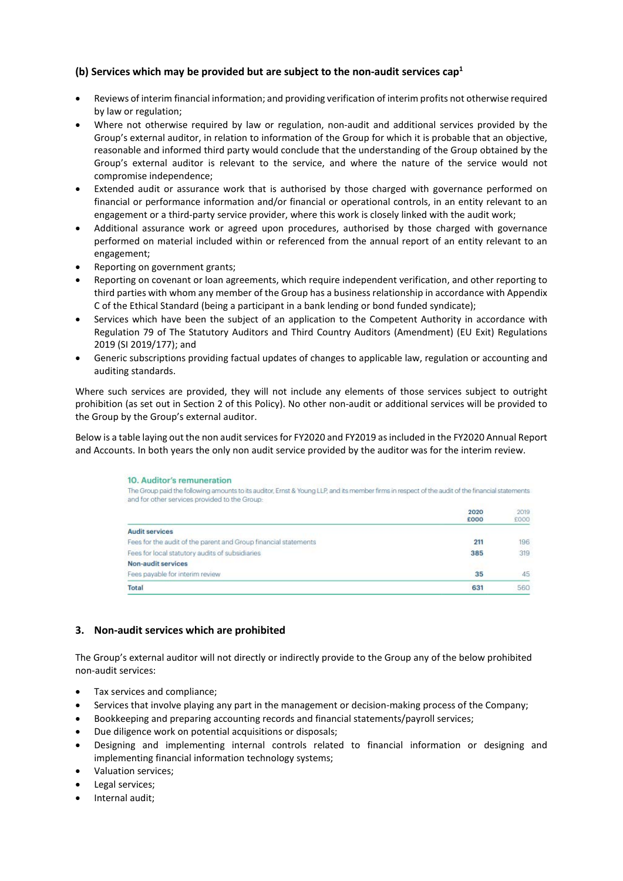### (b) Services which may be provided but are subject to the non-audit services cap[1]

- Reviews of interim financial information; and providing verification of interim profits not otherwise required by law or regulation;
- Where not otherwise required by law or regulation, non-audit and additional services provided by the Group's external auditor, in relation to information of the Group for which it is probable that an objective, reasonable and informed third party would conclude that the understanding of the Group obtained by the Group's external auditor is relevant to the service, and where the nature of the service would not compromise independence;
- Extended audit or assurance work that is authorised by those charged with governance performed on financial or performance information and/or financial or operational controls, in an entity relevant to an engagement or a third-party service provider, where this work is closely linked with the audit work;
- Additional assurance work or agreed upon procedures, authorised by those charged with governance performed on material included within or referenced from the annual report of an entity relevant to an engagement;
- Reporting on government grants;
- Reporting on covenant or loan agreements, which require independent verification, and other reporting to third parties with whom any member of the Group has a business relationship in accordance with Appendix C of the Ethical Standard (being a participant in a bank lending or bond funded syndicate);
- Services which have been the subject of an application to the Competent Authority in accordance with Regulation 79 of The Statutory Auditors and Third Country Auditors (Amendment) (EU Exit) Regulations 2019 (SI 2019/177); and
- Generic subscriptions providing factual updates of changes to applicable law, regulation or accounting and auditing standards.

Where such services are provided, they will not include any elements of those services subject to outright prohibition (as set out in Section 2 of this Policy). No other non-audit or additional services will be provided to the Group by the Group's external auditor.

Below is a table laying out the non audit services for FY2020 and FY2019 as included in the FY2020 Annual Report and Accounts. In both years the only non audit service provided by the auditor was for the interim review.

**10. Auditor's remuneration**

The Group paid the following amounts to its auditor, Ernst & Young LLP, and its member firms in respect of the audit of the financial statements and for other services provided to the Group:

| | 2020 £000 | 2019 £000 |
|---|---|---|
| **Audit services** | | |
| Fees for the audit of the parent and Group financial statements | **211** | 196 |
| Fees for local statutory audits of subsidiaries | **385** | 319 |
| **Non-audit services** | | |
| Fees payable for interim review | **35** | 45 |
| **Total** | **631** | 560 |

## 3. Non-audit services which are prohibited

The Group's external auditor will not directly or indirectly provide to the Group any of the below prohibited non-audit services:

- Tax services and compliance;
- Services that involve playing any part in the management or decision-making process of the Company;
- Bookkeeping and preparing accounting records and financial statements/payroll services;
- Due diligence work on potential acquisitions or disposals;
- Designing and implementing internal controls related to financial information or designing and implementing financial information technology systems;
- Valuation services;
- Legal services;
- Internal audit;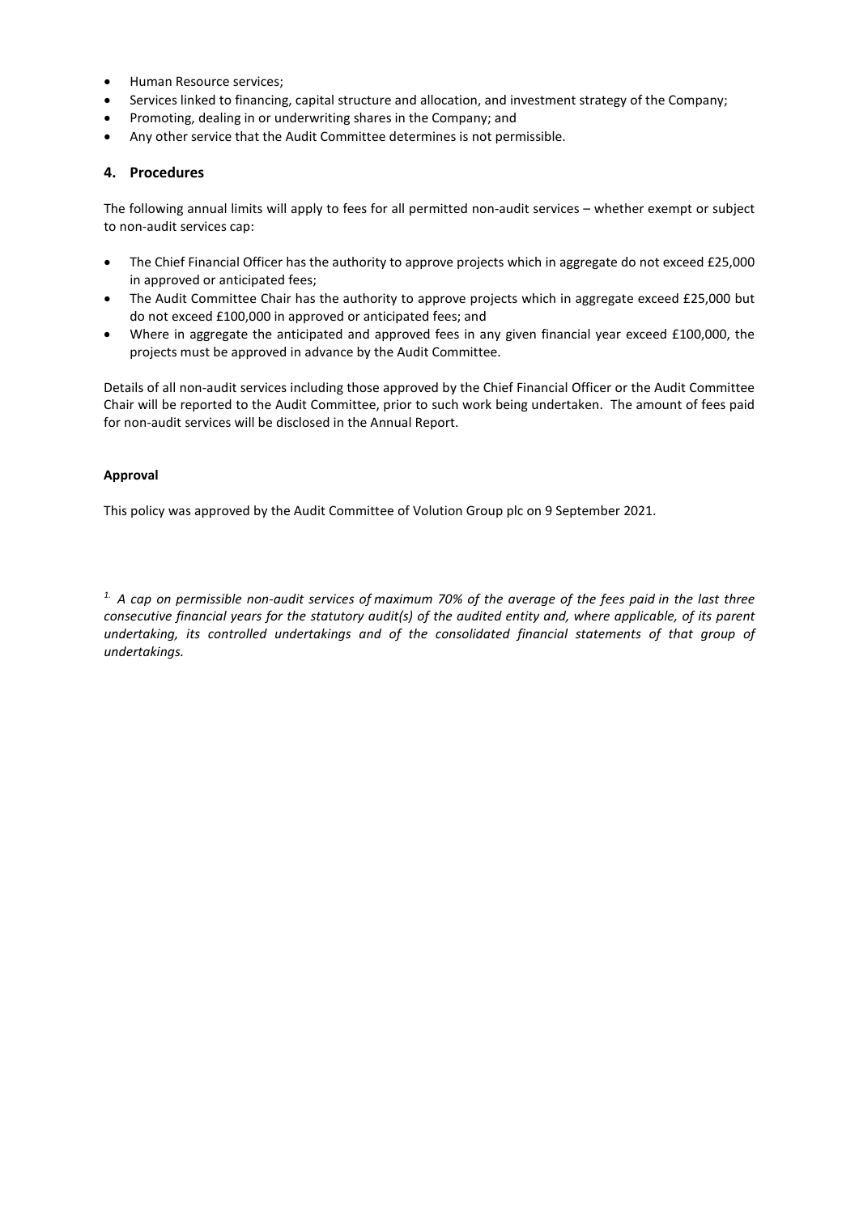- Human Resource services;
- Services linked to financing, capital structure and allocation, and investment strategy of the Company;
- Promoting, dealing in or underwriting shares in the Company; and
- Any other service that the Audit Committee determines is not permissible.

## 4. Procedures

The following annual limits will apply to fees for all permitted non-audit services – whether exempt or subject to non-audit services cap:

- The Chief Financial Officer has the authority to approve projects which in aggregate do not exceed £25,000 in approved or anticipated fees;
- The Audit Committee Chair has the authority to approve projects which in aggregate exceed £25,000 but do not exceed £100,000 in approved or anticipated fees; and
- Where in aggregate the anticipated and approved fees in any given financial year exceed £100,000, the projects must be approved in advance by the Audit Committee.

Details of all non-audit services including those approved by the Chief Financial Officer or the Audit Committee Chair will be reported to the Audit Committee, prior to such work being undertaken. The amount of fees paid for non-audit services will be disclosed in the Annual Report.

**Approval**

This policy was approved by the Audit Committee of Volution Group plc on 9 September 2021.

[1] *A cap on permissible non-audit services of maximum 70% of the average of the fees paid in the last three consecutive financial years for the statutory audit(s) of the audited entity and, where applicable, of its parent undertaking, its controlled undertakings and of the consolidated financial statements of that group of undertakings.*